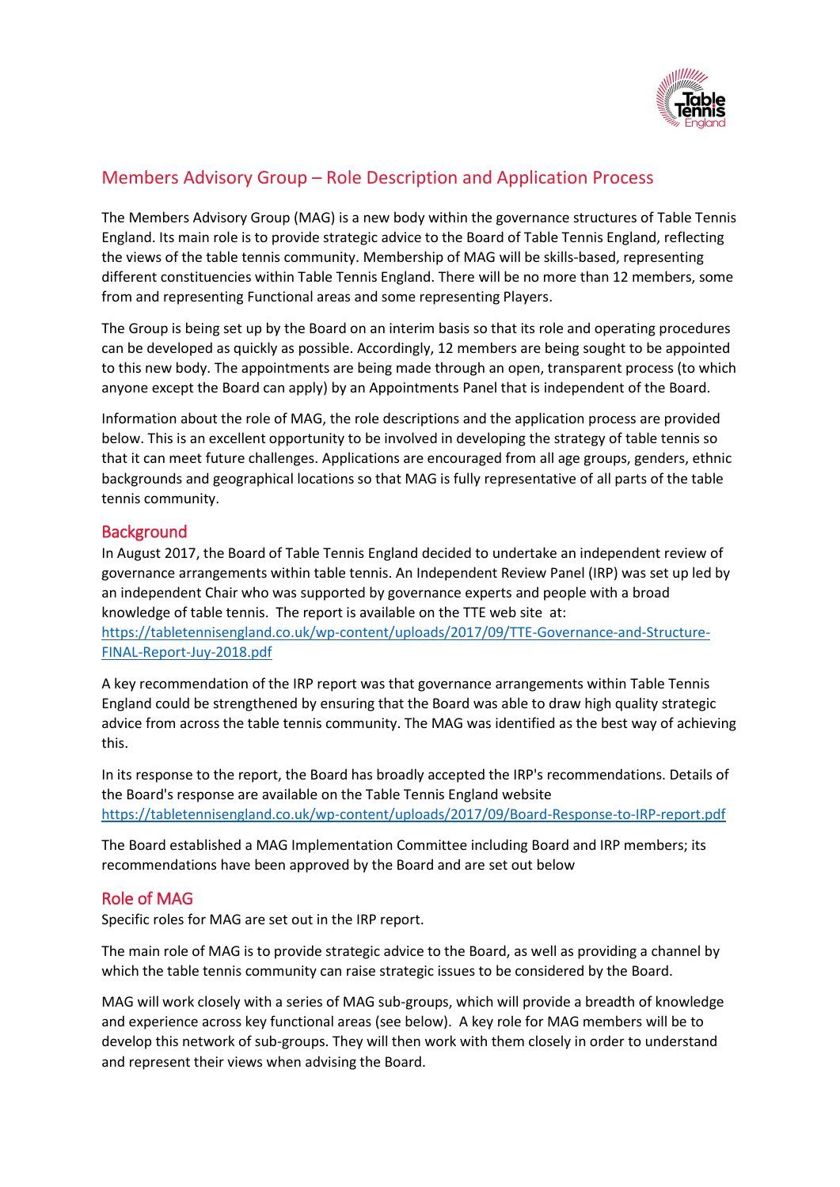# Members Advisory Group – Role Description and Application Process

The Members Advisory Group (MAG) is a new body within the governance structures of Table Tennis England. Its main role is to provide strategic advice to the Board of Table Tennis England, reflecting the views of the table tennis community. Membership of MAG will be skills-based, representing different constituencies within Table Tennis England. There will be no more than 12 members, some from and representing Functional areas and some representing Players.

The Group is being set up by the Board on an interim basis so that its role and operating procedures can be developed as quickly as possible. Accordingly, 12 members are being sought to be appointed to this new body. The appointments are being made through an open, transparent process (to which anyone except the Board can apply) by an Appointments Panel that is independent of the Board.

Information about the role of MAG, the role descriptions and the application process are provided below. This is an excellent opportunity to be involved in developing the strategy of table tennis so that it can meet future challenges. Applications are encouraged from all age groups, genders, ethnic backgrounds and geographical locations so that MAG is fully representative of all parts of the table tennis community.

## Background

In August 2017, the Board of Table Tennis England decided to undertake an independent review of governance arrangements within table tennis. An Independent Review Panel (IRP) was set up led by an independent Chair who was supported by governance experts and people with a broad knowledge of table tennis. The report is available on the TTE web site at: [https://tabletennisengland.co.uk/wp-content/uploads/2017/09/TTE-Governance-and-Structure-FINAL-Report-Juy-2018.pdf](https://tabletennisengland.co.uk/wp-content/uploads/2017/09/TTE-Governance-and-Structure-FINAL-Report-Juy-2018.pdf)

A key recommendation of the IRP report was that governance arrangements within Table Tennis England could be strengthened by ensuring that the Board was able to draw high quality strategic advice from across the table tennis community. The MAG was identified as the best way of achieving this.

In its response to the report, the Board has broadly accepted the IRP's recommendations. Details of the Board's response are available on the Table Tennis England website [https://tabletennisengland.co.uk/wp-content/uploads/2017/09/Board-Response-to-IRP-report.pdf](https://tabletennisengland.co.uk/wp-content/uploads/2017/09/Board-Response-to-IRP-report.pdf)

The Board established a MAG Implementation Committee including Board and IRP members; its recommendations have been approved by the Board and are set out below

## Role of MAG

Specific roles for MAG are set out in the IRP report.

The main role of MAG is to provide strategic advice to the Board, as well as providing a channel by which the table tennis community can raise strategic issues to be considered by the Board.

MAG will work closely with a series of MAG sub-groups, which will provide a breadth of knowledge and experience across key functional areas (see below). A key role for MAG members will be to develop this network of sub-groups. They will then work with them closely in order to understand and represent their views when advising the Board.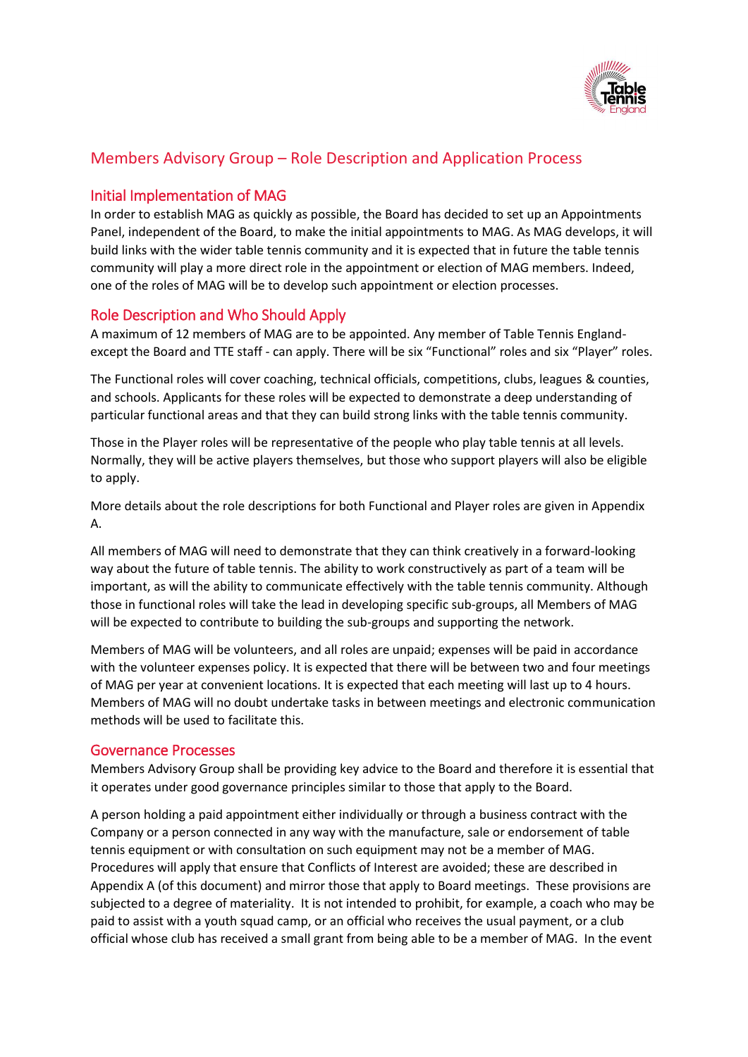## Members Advisory Group – Role Description and Application Process

### Initial Implementation of MAG

In order to establish MAG as quickly as possible, the Board has decided to set up an Appointments Panel, independent of the Board, to make the initial appointments to MAG. As MAG develops, it will build links with the wider table tennis community and it is expected that in future the table tennis community will play a more direct role in the appointment or election of MAG members. Indeed, one of the roles of MAG will be to develop such appointment or election processes.

### Role Description and Who Should Apply

A maximum of 12 members of MAG are to be appointed. Any member of Table Tennis England- except the Board and TTE staff - can apply. There will be six "Functional" roles and six "Player" roles.

The Functional roles will cover coaching, technical officials, competitions, clubs, leagues & counties, and schools. Applicants for these roles will be expected to demonstrate a deep understanding of particular functional areas and that they can build strong links with the table tennis community.

Those in the Player roles will be representative of the people who play table tennis at all levels. Normally, they will be active players themselves, but those who support players will also be eligible to apply.

More details about the role descriptions for both Functional and Player roles are given in Appendix A.

All members of MAG will need to demonstrate that they can think creatively in a forward-looking way about the future of table tennis. The ability to work constructively as part of a team will be important, as will the ability to communicate effectively with the table tennis community. Although those in functional roles will take the lead in developing specific sub-groups, all Members of MAG will be expected to contribute to building the sub-groups and supporting the network.

Members of MAG will be volunteers, and all roles are unpaid; expenses will be paid in accordance with the volunteer expenses policy. It is expected that there will be between two and four meetings of MAG per year at convenient locations. It is expected that each meeting will last up to 4 hours. Members of MAG will no doubt undertake tasks in between meetings and electronic communication methods will be used to facilitate this.

### Governance Processes

Members Advisory Group shall be providing key advice to the Board and therefore it is essential that it operates under good governance principles similar to those that apply to the Board.

A person holding a paid appointment either individually or through a business contract with the Company or a person connected in any way with the manufacture, sale or endorsement of table tennis equipment or with consultation on such equipment may not be a member of MAG. Procedures will apply that ensure that Conflicts of Interest are avoided; these are described in Appendix A (of this document) and mirror those that apply to Board meetings. These provisions are subjected to a degree of materiality. It is not intended to prohibit, for example, a coach who may be paid to assist with a youth squad camp, or an official who receives the usual payment, or a club official whose club has received a small grant from being able to be a member of MAG. In the event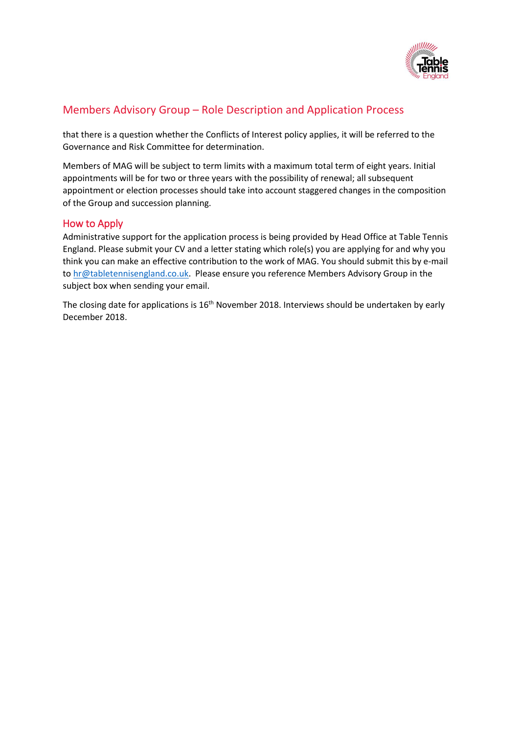that there is a question whether the Conflicts of Interest policy applies, it will be referred to the Governance and Risk Committee for determination.

Members of MAG will be subject to term limits with a maximum total term of eight years. Initial appointments will be for two or three years with the possibility of renewal; all subsequent appointment or election processes should take into account staggered changes in the composition of the Group and succession planning.

## How to Apply

Administrative support for the application process is being provided by Head Office at Table Tennis England. Please submit your CV and a letter stating which role(s) you are applying for and why you think you can make an effective contribution to the work of MAG. You should submit this by e-mail to hr@tabletennisengland.co.uk. Please ensure you reference Members Advisory Group in the subject box when sending your email.

The closing date for applications is 16th November 2018. Interviews should be undertaken by early December 2018.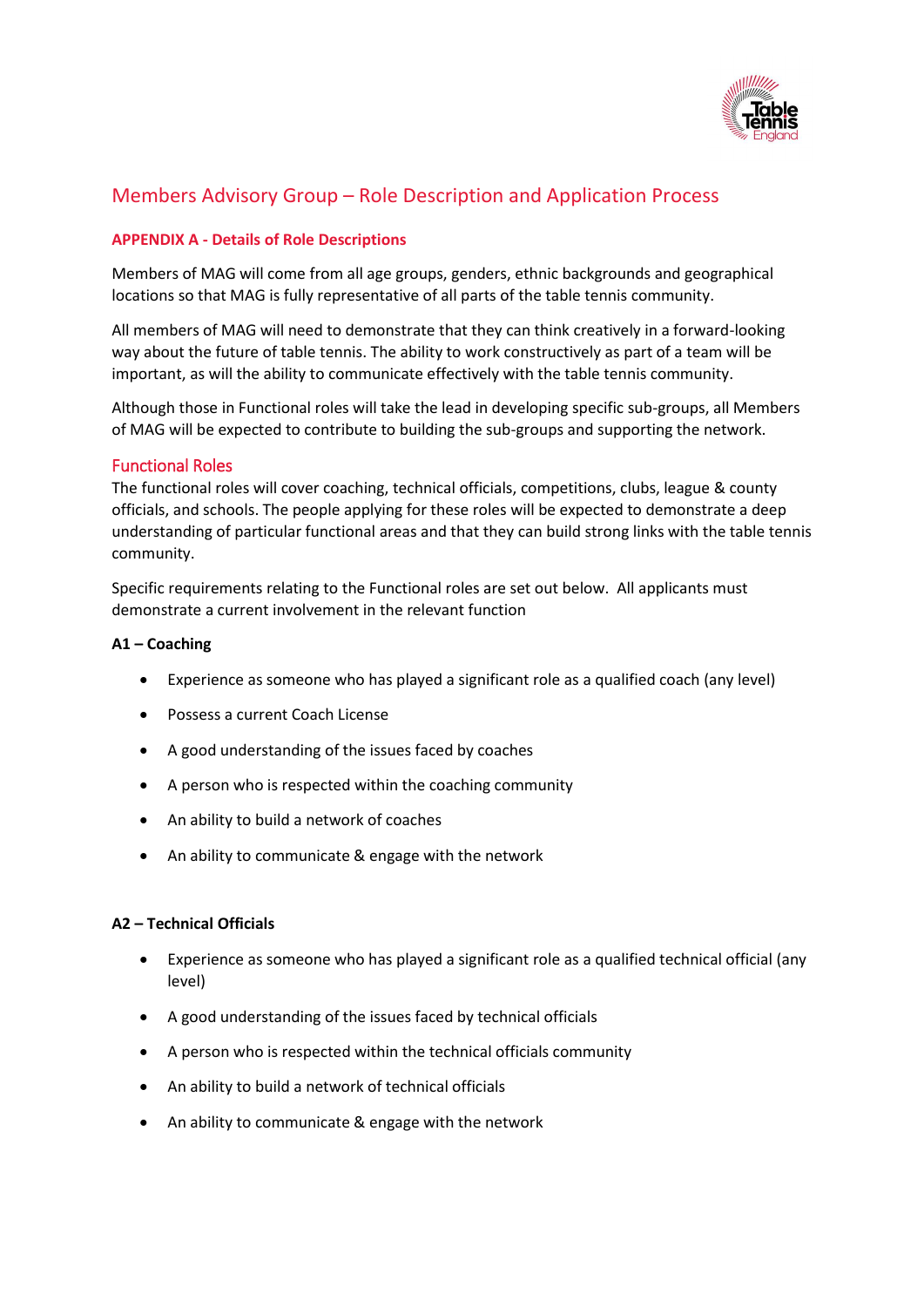## Members Advisory Group – Role Description and Application Process

### APPENDIX A - Details of Role Descriptions

Members of MAG will come from all age groups, genders, ethnic backgrounds and geographical locations so that MAG is fully representative of all parts of the table tennis community.

All members of MAG will need to demonstrate that they can think creatively in a forward-looking way about the future of table tennis. The ability to work constructively as part of a team will be important, as will the ability to communicate effectively with the table tennis community.

Although those in Functional roles will take the lead in developing specific sub-groups, all Members of MAG will be expected to contribute to building the sub-groups and supporting the network.

### Functional Roles

The functional roles will cover coaching, technical officials, competitions, clubs, league & county officials, and schools. The people applying for these roles will be expected to demonstrate a deep understanding of particular functional areas and that they can build strong links with the table tennis community.

Specific requirements relating to the Functional roles are set out below. All applicants must demonstrate a current involvement in the relevant function

**A1 – Coaching**

- Experience as someone who has played a significant role as a qualified coach (any level)
- Possess a current Coach License
- A good understanding of the issues faced by coaches
- A person who is respected within the coaching community
- An ability to build a network of coaches
- An ability to communicate & engage with the network

**A2 – Technical Officials**

- Experience as someone who has played a significant role as a qualified technical official (any level)
- A good understanding of the issues faced by technical officials
- A person who is respected within the technical officials community
- An ability to build a network of technical officials
- An ability to communicate & engage with the network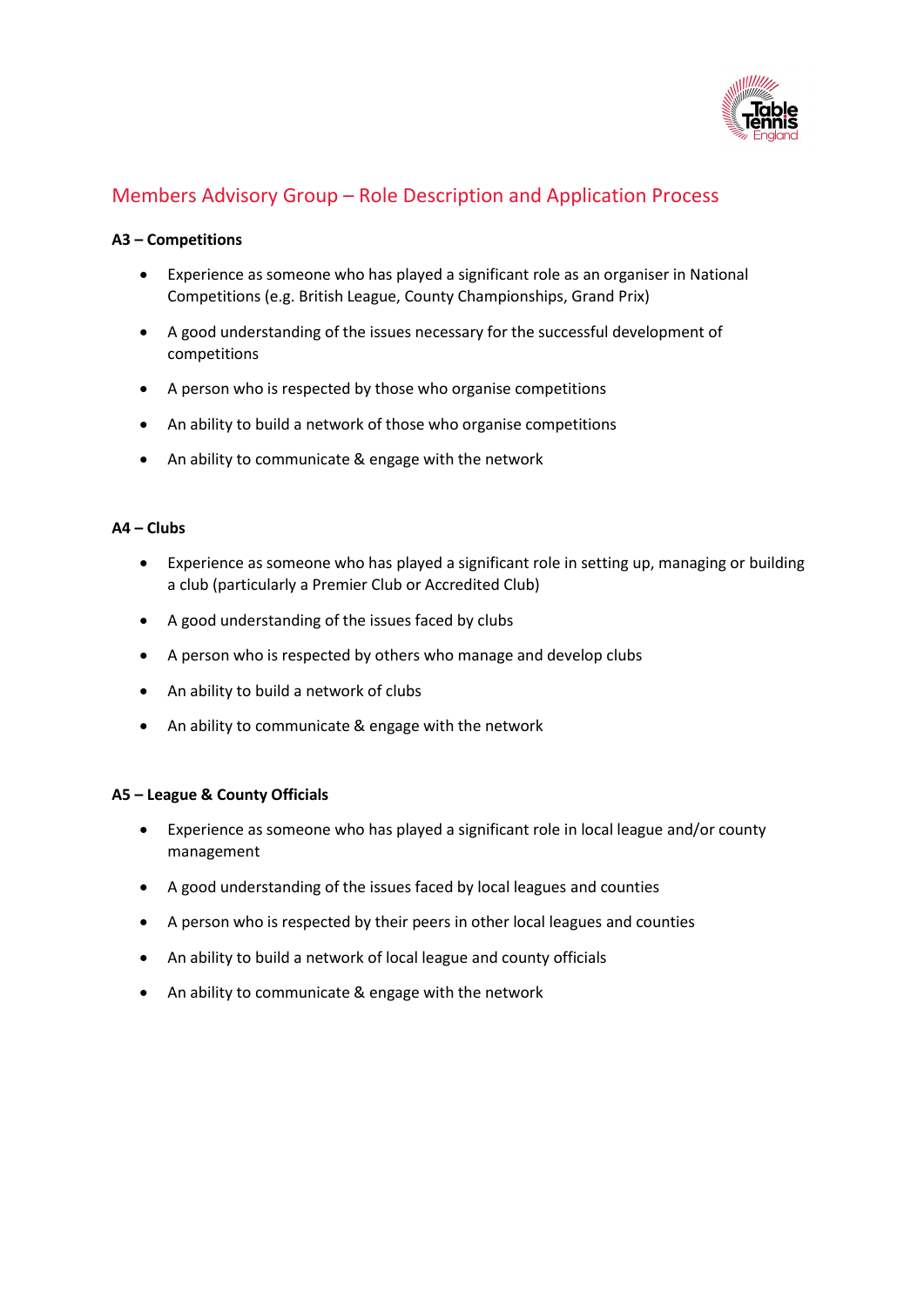## Members Advisory Group – Role Description and Application Process

**A3 – Competitions**

- Experience as someone who has played a significant role as an organiser in National Competitions (e.g. British League, County Championships, Grand Prix)
- A good understanding of the issues necessary for the successful development of competitions
- A person who is respected by those who organise competitions
- An ability to build a network of those who organise competitions
- An ability to communicate & engage with the network

**A4 – Clubs**

- Experience as someone who has played a significant role in setting up, managing or building a club (particularly a Premier Club or Accredited Club)
- A good understanding of the issues faced by clubs
- A person who is respected by others who manage and develop clubs
- An ability to build a network of clubs
- An ability to communicate & engage with the network

**A5 – League & County Officials**

- Experience as someone who has played a significant role in local league and/or county management
- A good understanding of the issues faced by local leagues and counties
- A person who is respected by their peers in other local leagues and counties
- An ability to build a network of local league and county officials
- An ability to communicate & engage with the network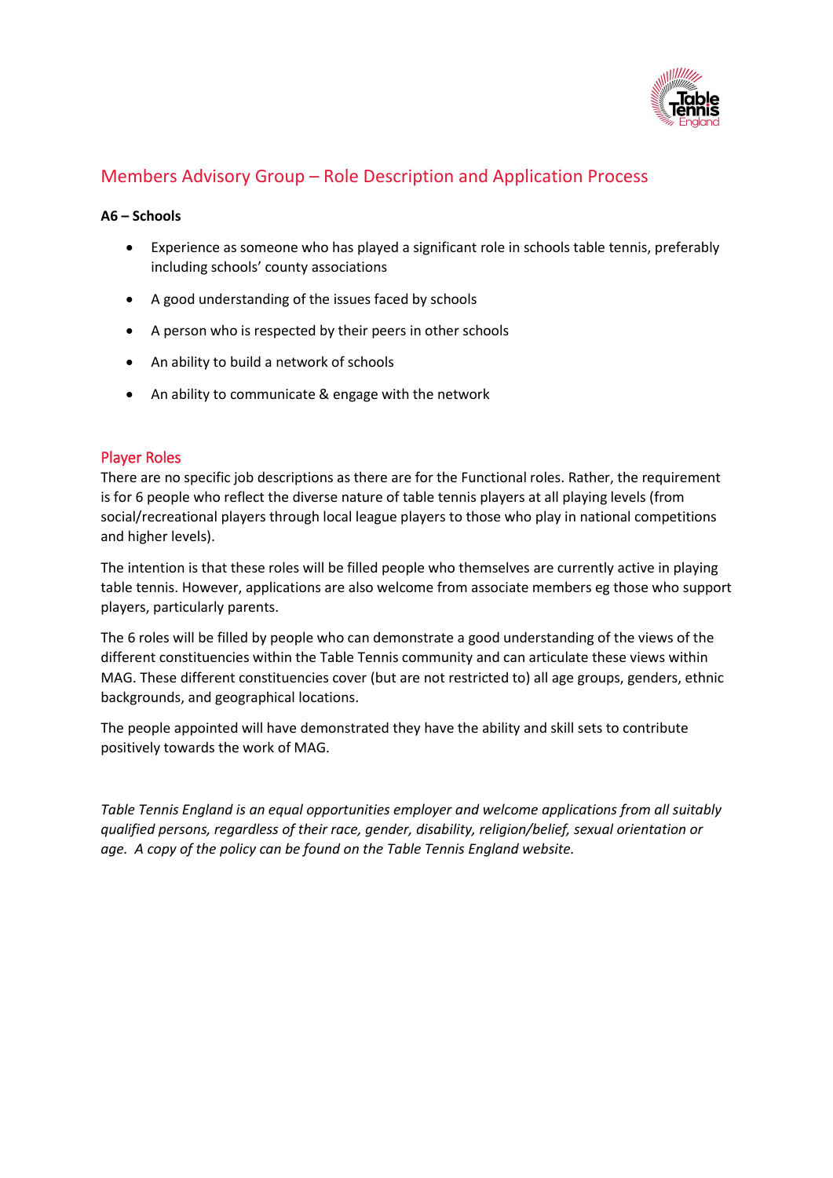## Members Advisory Group – Role Description and Application Process

**A6 – Schools**

- Experience as someone who has played a significant role in schools table tennis, preferably including schools' county associations
- A good understanding of the issues faced by schools
- A person who is respected by their peers in other schools
- An ability to build a network of schools
- An ability to communicate & engage with the network

## Player Roles

There are no specific job descriptions as there are for the Functional roles. Rather, the requirement is for 6 people who reflect the diverse nature of table tennis players at all playing levels (from social/recreational players through local league players to those who play in national competitions and higher levels).

The intention is that these roles will be filled people who themselves are currently active in playing table tennis. However, applications are also welcome from associate members eg those who support players, particularly parents.

The 6 roles will be filled by people who can demonstrate a good understanding of the views of the different constituencies within the Table Tennis community and can articulate these views within MAG. These different constituencies cover (but are not restricted to) all age groups, genders, ethnic backgrounds, and geographical locations.

The people appointed will have demonstrated they have the ability and skill sets to contribute positively towards the work of MAG.

*Table Tennis England is an equal opportunities employer and welcome applications from all suitably qualified persons, regardless of their race, gender, disability, religion/belief, sexual orientation or age. A copy of the policy can be found on the Table Tennis England website.*